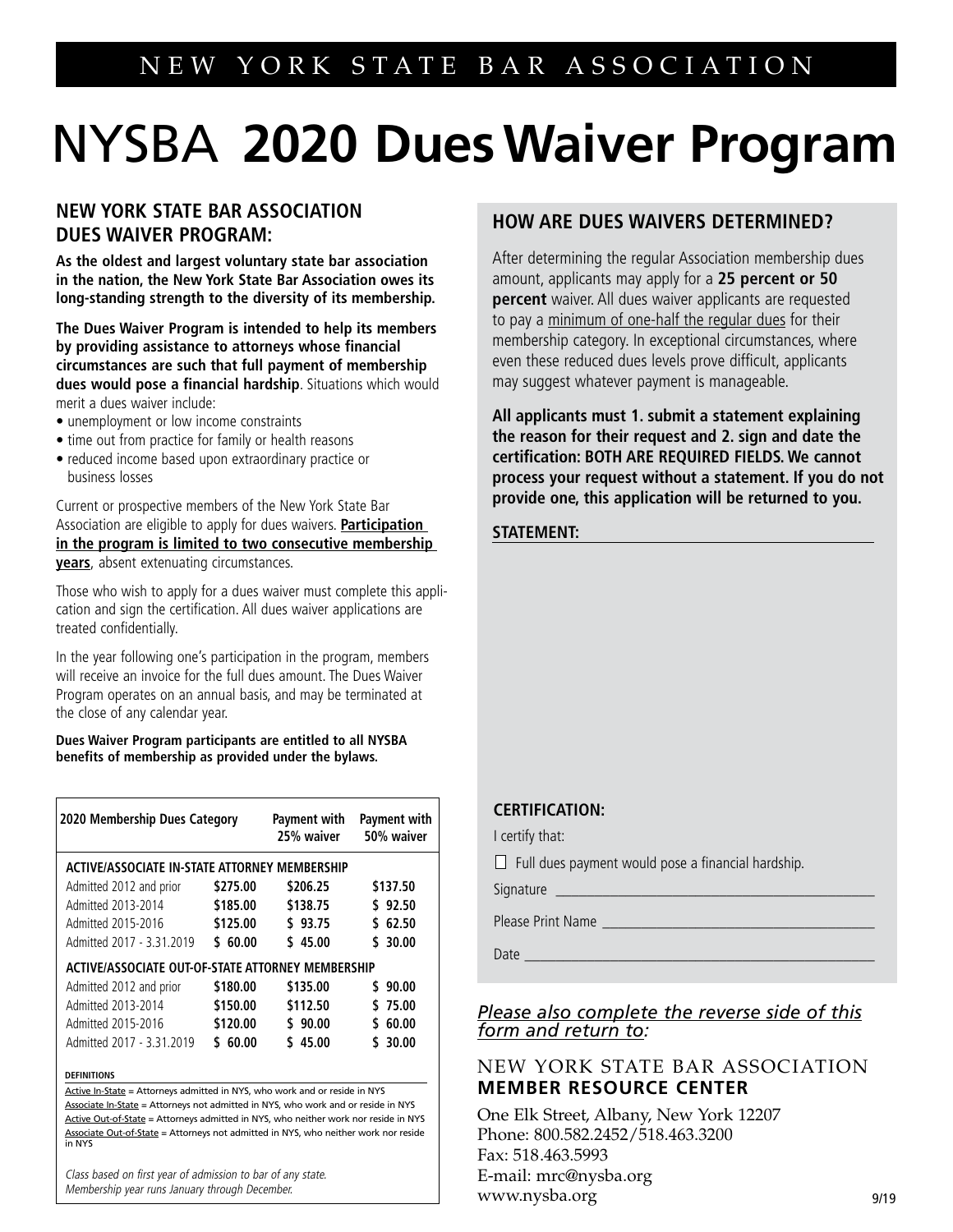NEW YORK STATE BAR ASSOCIATION

# NYSBA **2020 Dues Waiver Program**

## NEW YORK STATE BAR ASSOCIATION DUES WAIVER PROGRAM:

**As the oldest and largest voluntary state bar association in the nation, the New York State Bar Association owes its long-standing strength to the diversity of its membership.**

**The Dues Waiver Program is intended to help its members by providing assistance to attorneys whose financial circumstances are such that full payment of membership dues would pose a financial hardship**. Situations which would merit a dues waiver include:

- unemployment or low income constraints
- time out from practice for family or health reasons
- reduced income based upon extraordinary practice or business losses

Current or prospective members of the New York State Bar Association are eligible to apply for dues waivers. **Participation in the program is limited to two consecutive membership years**, absent extenuating circumstances.

Those who wish to apply for a dues waiver must complete this application and sign the certification. All dues waiver applications are treated confidentially.

In the year following one's participation in the program, members will receive an invoice for the full dues amount. The Dues Waiver Program operates on an annual basis, and may be terminated at the close of any calendar year.

**Dues Waiver Program participants are entitled to all NYSBA benefits of membership as provided under the bylaws.**

| 2020 Membership Dues Category | | Payment with 25% waiver | Payment with 50% waiver |
|---|---|---|---|
| **ACTIVE/ASSOCIATE IN-STATE ATTORNEY MEMBERSHIP** | | | |
| Admitted 2012 and prior | $275.00 | $206.25 | $137.50 |
| Admitted 2013-2014 | $185.00 | $138.75 | $ 92.50 |
| Admitted 2015-2016 | $125.00 | $ 93.75 | $ 62.50 |
| Admitted 2017 - 3.31.2019 | $ 60.00 | $ 45.00 | $ 30.00 |
| **ACTIVE/ASSOCIATE OUT-OF-STATE ATTORNEY MEMBERSHIP** | | | |
| Admitted 2012 and prior | $180.00 | $135.00 | $ 90.00 |
| Admitted 2013-2014 | $150.00 | $112.50 | $ 75.00 |
| Admitted 2015-2016 | $120.00 | $ 90.00 | $ 60.00 |
| Admitted 2017 - 3.31.2019 | $ 60.00 | $ 45.00 | $ 30.00 |

**DEFINITIONS**

Active In-State = Attorneys admitted in NYS, who work and or reside in NYS
Associate In-State = Attorneys not admitted in NYS, who work and or reside in NYS
Active Out-of-State = Attorneys admitted in NYS, who neither work nor reside in NYS
Associate Out-of-State = Attorneys not admitted in NYS, who neither work nor reside in NYS

*Class based on first year of admission to bar of any state.*
*Membership year runs January through December.*

## HOW ARE DUES WAIVERS DETERMINED?

After determining the regular Association membership dues amount, applicants may apply for a **25 percent or 50 percent** waiver. All dues waiver applicants are requested to pay a minimum of one-half the regular dues for their membership category. In exceptional circumstances, where even these reduced dues levels prove difficult, applicants may suggest whatever payment is manageable.

**All applicants must 1. submit a statement explaining the reason for their request and 2. sign and date the certification: BOTH ARE REQUIRED FIELDS. We cannot process your request without a statement. If you do not provide one, this application will be returned to you.**

**STATEMENT:** ____________________

**CERTIFICATION:**

I certify that:

☐ Full dues payment would pose a financial hardship.

Signature ____________________

Please Print Name ____________________

Date ____________________

*Please also complete the reverse side of this form and return to:*

NEW YORK STATE BAR ASSOCIATION
**MEMBER RESOURCE CENTER**

One Elk Street, Albany, New York 12207
Phone: 800.582.2452/518.463.3200
Fax: 518.463.5993
E-mail: mrc@nysba.org
www.nysba.org

9/19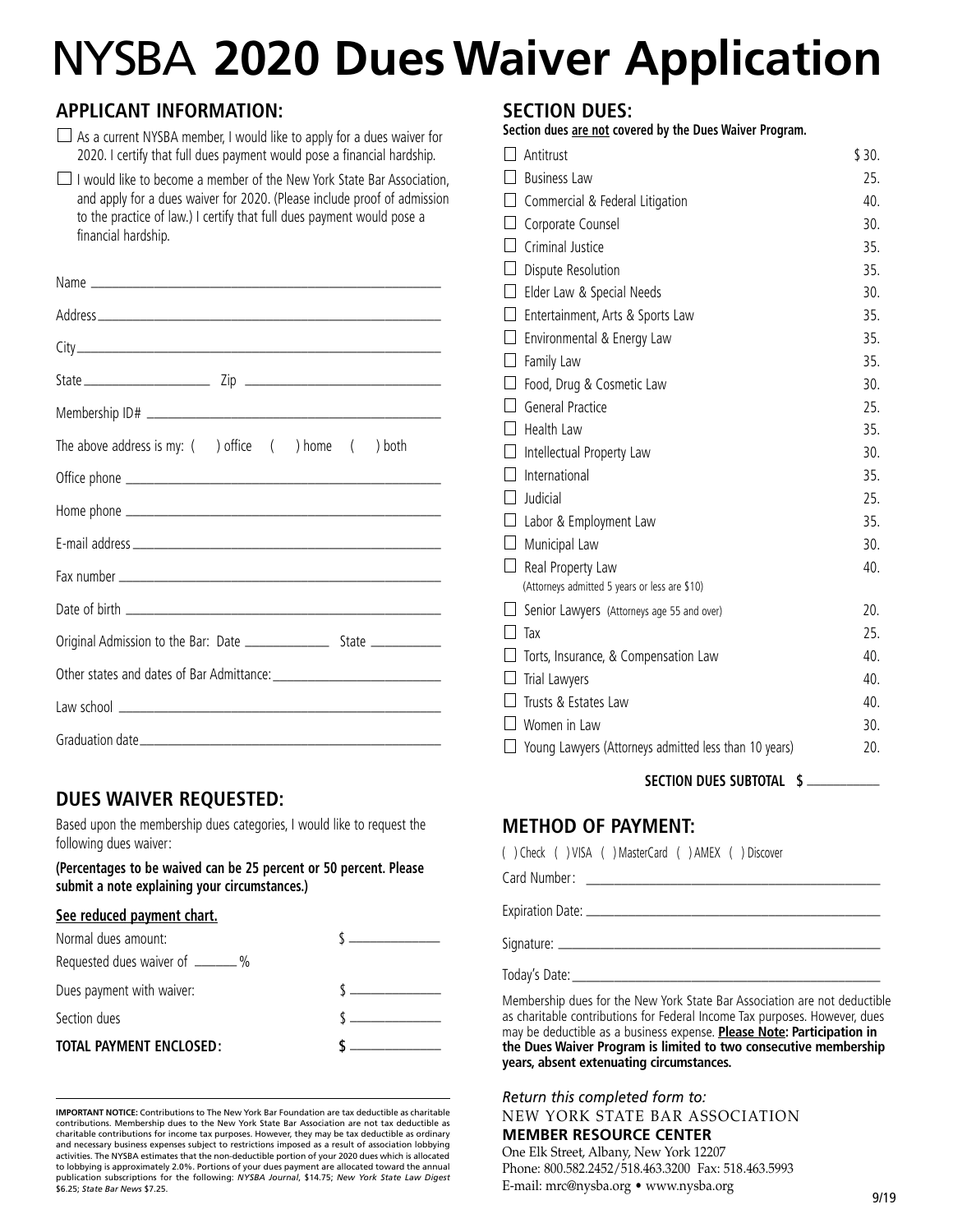# NYSBA **2020 Dues Waiver Application**

## APPLICANT INFORMATION:

☐ As a current NYSBA member, I would like to apply for a dues waiver for 2020. I certify that full dues payment would pose a financial hardship.

☐ I would like to become a member of the New York State Bar Association, and apply for a dues waiver for 2020. (Please include proof of admission to the practice of law.) I certify that full dues payment would pose a financial hardship.

Name ___________________________________________

Address _________________________________________

City ____________________________________________

State ________________ Zip ______________________

Membership ID# __________________________________

The above address is my: ( ) office ( ) home ( ) both

Office phone _____________________________________

Home phone _____________________________________

E-mail address ____________________________________

Fax number ______________________________________

Date of birth _____________________________________

Original Admission to the Bar: Date ___________ State _________

Other states and dates of Bar Admittance: ____________________

Law school _______________________________________

Graduation date ___________________________________

## DUES WAIVER REQUESTED:

Based upon the membership dues categories, I would like to request the following dues waiver:

**(Percentages to be waived can be 25 percent or 50 percent. Please submit a note explaining your circumstances.)**

**See reduced payment chart.**

Normal dues amount: $ __________

Requested dues waiver of _____ %

Dues payment with waiver: $ __________

Section dues $ __________

**TOTAL PAYMENT ENCLOSED:** **$** __________

## SECTION DUES:

**Section dues are not covered by the Dues Waiver Program.**

| | |
|---|---|
| ☐ Antitrust | $ 30. |
| ☐ Business Law | 25. |
| ☐ Commercial & Federal Litigation | 40. |
| ☐ Corporate Counsel | 30. |
| ☐ Criminal Justice | 35. |
| ☐ Dispute Resolution | 35. |
| ☐ Elder Law & Special Needs | 30. |
| ☐ Entertainment, Arts & Sports Law | 35. |
| ☐ Environmental & Energy Law | 35. |
| ☐ Family Law | 35. |
| ☐ Food, Drug & Cosmetic Law | 30. |
| ☐ General Practice | 25. |
| ☐ Health Law | 35. |
| ☐ Intellectual Property Law | 30. |
| ☐ International | 35. |
| ☐ Judicial | 25. |
| ☐ Labor & Employment Law | 35. |
| ☐ Municipal Law | 30. |
| ☐ Real Property Law (Attorneys admitted 5 years or less are $10) | 40. |
| ☐ Senior Lawyers (Attorneys age 55 and over) | 20. |
| ☐ Tax | 25. |
| ☐ Torts, Insurance, & Compensation Law | 40. |
| ☐ Trial Lawyers | 40. |
| ☐ Trusts & Estates Law | 40. |
| ☐ Women in Law | 30. |
| ☐ Young Lawyers (Attorneys admitted less than 10 years) | 20. |

**SECTION DUES SUBTOTAL $** __________

## METHOD OF PAYMENT:

( ) Check ( ) VISA ( ) MasterCard ( ) AMEX ( ) Discover

Card Number: ______________________________________

Expiration Date: ____________________________________

Signature: _________________________________________

Today's Date: _______________________________________

Membership dues for the New York State Bar Association are not deductible as charitable contributions for Federal Income Tax purposes. However, dues may be deductible as a business expense. **Please Note: Participation in the Dues Waiver Program is limited to two consecutive membership years, absent extenuating circumstances.**

*Return this completed form to:*
NEW YORK STATE BAR ASSOCIATION
**MEMBER RESOURCE CENTER**
One Elk Street, Albany, New York 12207
Phone: 800.582.2452/518.463.3200 Fax: 518.463.5993
E-mail: mrc@nysba.org • www.nysba.org

**IMPORTANT NOTICE:** Contributions to The New York Bar Foundation are tax deductible as charitable contributions. Membership dues to the New York State Bar Association are not tax deductible as charitable contributions for income tax purposes. However, they may be tax deductible as ordinary and necessary business expenses subject to restrictions imposed as a result of association lobbying activities. The NYSBA estimates that the non-deductible portion of your 2020 dues which is allocated to lobbying is approximately 2.0%. Portions of your dues payment are allocated toward the annual publication subscriptions for the following: *NYSBA Journal*, $14.75; *New York State Law Digest* $6.25; *State Bar News* $7.25.

9/19